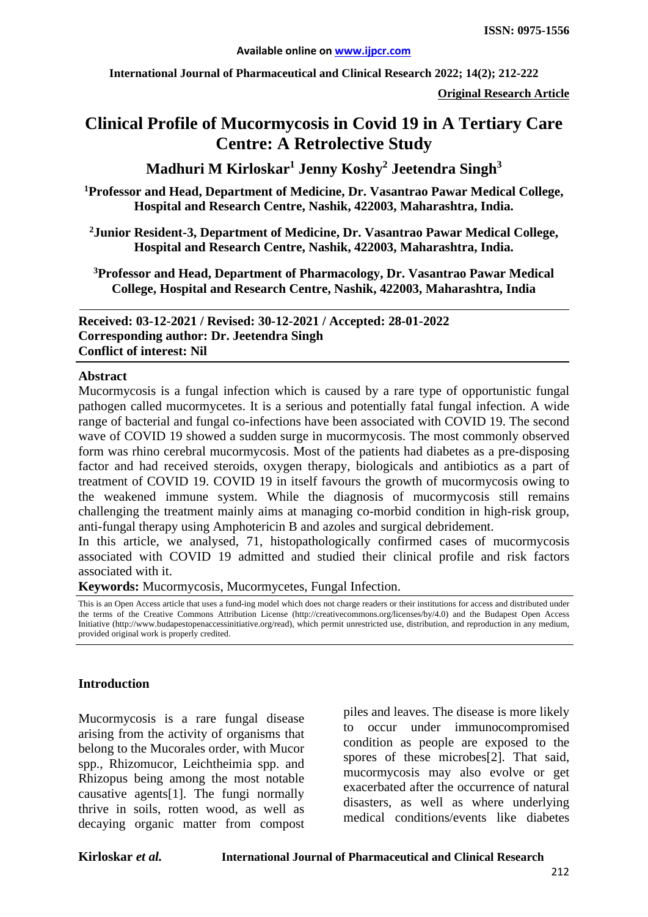ISSN: 0975-1556

Available online on www.ijpcr.com

International Journal of Pharmaceutical and Clinical Research 2022; 14(2); 212-222

**Original Research Article**

# Clinical Profile of Mucormycosis in Covid 19 in A Tertiary Care Centre: A Retrolective Study

## Madhuri M Kirloskar[1] Jenny Koshy[2] Jeetendra Singh[3]

**[1]Professor and Head, Department of Medicine, Dr. Vasantrao Pawar Medical College, Hospital and Research Centre, Nashik, 422003, Maharashtra, India.**

**[2]Junior Resident-3, Department of Medicine, Dr. Vasantrao Pawar Medical College, Hospital and Research Centre, Nashik, 422003, Maharashtra, India.**

**[3]Professor and Head, Department of Pharmacology, Dr. Vasantrao Pawar Medical College, Hospital and Research Centre, Nashik, 422003, Maharashtra, India**

**Received: 03-12-2021 / Revised: 30-12-2021 / Accepted: 28-01-2022**
**Corresponding author: Dr. Jeetendra Singh**
**Conflict of interest: Nil**

### Abstract

Mucormycosis is a fungal infection which is caused by a rare type of opportunistic fungal pathogen called mucormycetes. It is a serious and potentially fatal fungal infection. A wide range of bacterial and fungal co-infections have been associated with COVID 19. The second wave of COVID 19 showed a sudden surge in mucormycosis. The most commonly observed form was rhino cerebral mucormycosis. Most of the patients had diabetes as a pre-disposing factor and had received steroids, oxygen therapy, biologicals and antibiotics as a part of treatment of COVID 19. COVID 19 in itself favours the growth of mucormycosis owing to the weakened immune system. While the diagnosis of mucormycosis still remains challenging the treatment mainly aims at managing co-morbid condition in high-risk group, anti-fungal therapy using Amphotericin B and azoles and surgical debridement.

In this article, we analysed, 71, histopathologically confirmed cases of mucormycosis associated with COVID 19 admitted and studied their clinical profile and risk factors associated with it.

**Keywords:** Mucormycosis, Mucormycetes, Fungal Infection.

This is an Open Access article that uses a fund-ing model which does not charge readers or their institutions for access and distributed under the terms of the Creative Commons Attribution License (http://creativecommons.org/licenses/by/4.0) and the Budapest Open Access Initiative (http://www.budapestopenaccessinitiative.org/read), which permit unrestricted use, distribution, and reproduction in any medium, provided original work is properly credited.

### Introduction

Mucormycosis is a rare fungal disease arising from the activity of organisms that belong to the Mucorales order, with Mucor spp., Rhizomucor, Leichtheimia spp. and Rhizopus being among the most notable causative agents[1]. The fungi normally thrive in soils, rotten wood, as well as decaying organic matter from compost piles and leaves. The disease is more likely to occur under immunocompromised condition as people are exposed to the spores of these microbes[2]. That said, mucormycosis may also evolve or get exacerbated after the occurrence of natural disasters, as well as where underlying medical conditions/events like diabetes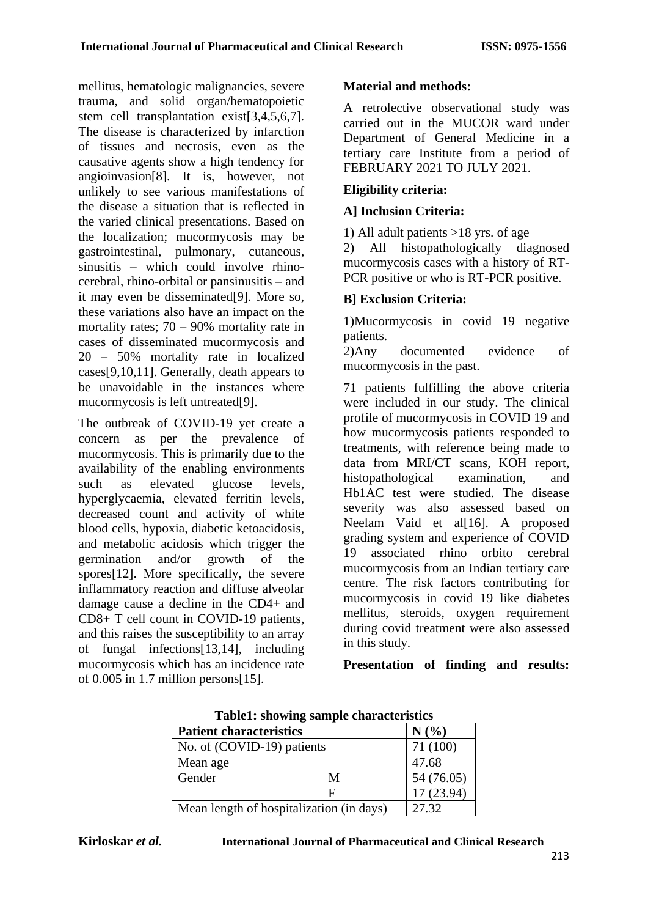mellitus, hematologic malignancies, severe trauma, and solid organ/hematopoietic stem cell transplantation exist[3,4,5,6,7]. The disease is characterized by infarction of tissues and necrosis, even as the causative agents show a high tendency for angioinvasion[8]. It is, however, not unlikely to see various manifestations of the disease a situation that is reflected in the varied clinical presentations. Based on the localization; mucormycosis may be gastrointestinal, pulmonary, cutaneous, sinusitis – which could involve rhino-cerebral, rhino-orbital or pansinusitis – and it may even be disseminated[9]. More so, these variations also have an impact on the mortality rates; 70 – 90% mortality rate in cases of disseminated mucormycosis and 20 – 50% mortality rate in localized cases[9,10,11]. Generally, death appears to be unavoidable in the instances where mucormycosis is left untreated[9].

The outbreak of COVID-19 yet create a concern as per the prevalence of mucormycosis. This is primarily due to the availability of the enabling environments such as elevated glucose levels, hyperglycaemia, elevated ferritin levels, decreased count and activity of white blood cells, hypoxia, diabetic ketoacidosis, and metabolic acidosis which trigger the germination and/or growth of the spores[12]. More specifically, the severe inflammatory reaction and diffuse alveolar damage cause a decline in the CD4+ and CD8+ T cell count in COVID-19 patients, and this raises the susceptibility to an array of fungal infections[13,14], including mucormycosis which has an incidence rate of 0.005 in 1.7 million persons[15].

**Material and methods:**

A retrolective observational study was carried out in the MUCOR ward under Department of General Medicine in a tertiary care Institute from a period of FEBRUARY 2021 TO JULY 2021.

**Eligibility criteria:**

**A] Inclusion Criteria:**

1) All adult patients >18 yrs. of age
2) All histopathologically diagnosed mucormycosis cases with a history of RT-PCR positive or who is RT-PCR positive.

**B] Exclusion Criteria:**

1)Mucormycosis in covid 19 negative patients.
2)Any documented evidence of mucormycosis in the past.

71 patients fulfilling the above criteria were included in our study. The clinical profile of mucormycosis in COVID 19 and how mucormycosis patients responded to treatments, with reference being made to data from MRI/CT scans, KOH report, histopathological examination, and Hb1AC test were studied. The disease severity was also assessed based on Neelam Vaid et al[16]. A proposed grading system and experience of COVID 19 associated rhino orbito cerebral mucormycosis from an Indian tertiary care centre. The risk factors contributing for mucormycosis in covid 19 like diabetes mellitus, steroids, oxygen requirement during covid treatment were also assessed in this study.

**Presentation of finding and results:**

**Table1: showing sample characteristics**

| Patient characteristics | | N (%) |
|---|---|---|
| No. of (COVID-19) patients | | 71 (100) |
| Mean age | | 47.68 |
| Gender | M | 54 (76.05) |
| | F | 17 (23.94) |
| Mean length of hospitalization (in days) | | 27.32 |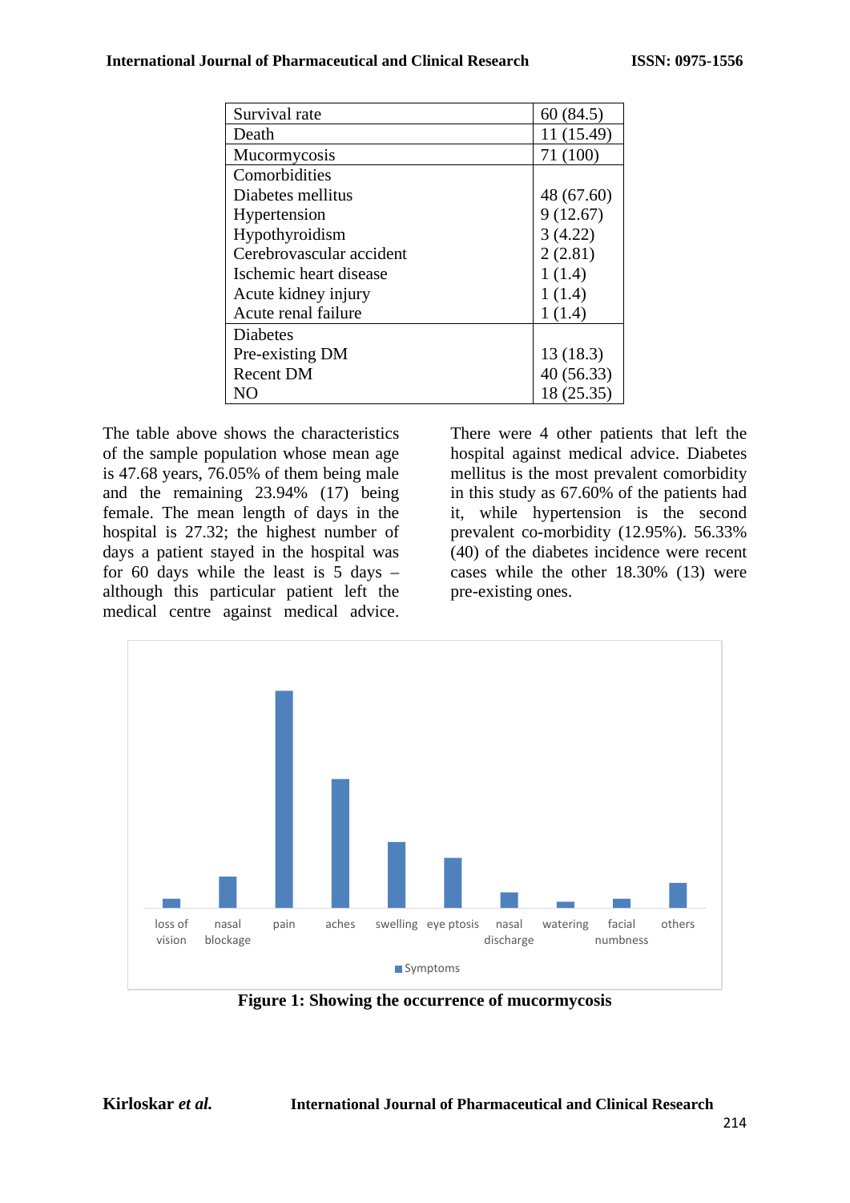| Survival rate | 60 (84.5) |
|---|---|
| Death | 11 (15.49) |
| Mucormycosis | 71 (100) |
| Comorbidities | |
| Diabetes mellitus | 48 (67.60) |
| Hypertension | 9 (12.67) |
| Hypothyroidism | 3 (4.22) |
| Cerebrovascular accident | 2 (2.81) |
| Ischemic heart disease | 1 (1.4) |
| Acute kidney injury | 1 (1.4) |
| Acute renal failure | 1 (1.4) |
| Diabetes | |
| Pre-existing DM | 13 (18.3) |
| Recent DM | 40 (56.33) |
| NO | 18 (25.35) |

The table above shows the characteristics of the sample population whose mean age is 47.68 years, 76.05% of them being male and the remaining 23.94% (17) being female. The mean length of days in the hospital is 27.32; the highest number of days a patient stayed in the hospital was for 60 days while the least is 5 days – although this particular patient left the medical centre against medical advice. There were 4 other patients that left the hospital against medical advice. Diabetes mellitus is the most prevalent comorbidity in this study as 67.60% of the patients had it, while hypertension is the second prevalent co-morbidity (12.95%). 56.33% (40) of the diabetes incidence were recent cases while the other 18.30% (13) were pre-existing ones.

loss of vision, nasal blockage, pain, aches, swelling, eye ptosis, nasal discharge, watering, facial numbness, others

Symptoms

**Figure 1: Showing the occurrence of mucormycosis**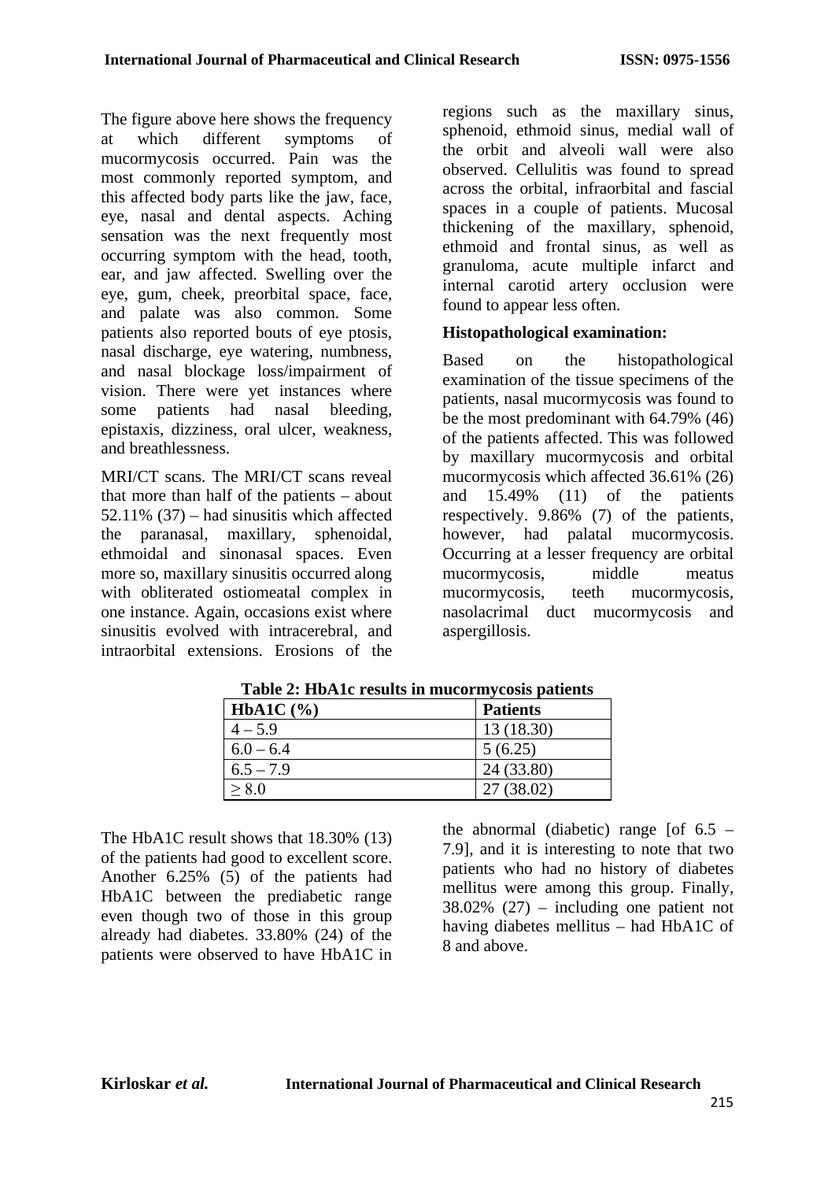The figure above here shows the frequency at which different symptoms of mucormycosis occurred. Pain was the most commonly reported symptom, and this affected body parts like the jaw, face, eye, nasal and dental aspects. Aching sensation was the next frequently most occurring symptom with the head, tooth, ear, and jaw affected. Swelling over the eye, gum, cheek, preorbital space, face, and palate was also common. Some patients also reported bouts of eye ptosis, nasal discharge, eye watering, numbness, and nasal blockage loss/impairment of vision. There were yet instances where some patients had nasal bleeding, epistaxis, dizziness, oral ulcer, weakness, and breathlessness.

MRI/CT scans. The MRI/CT scans reveal that more than half of the patients – about 52.11% (37) – had sinusitis which affected the paranasal, maxillary, sphenoidal, ethmoidal and sinonasal spaces. Even more so, maxillary sinusitis occurred along with obliterated ostiomeatal complex in one instance. Again, occasions exist where sinusitis evolved with intracerebral, and intraorbital extensions. Erosions of the regions such as the maxillary sinus, sphenoid, ethmoid sinus, medial wall of the orbit and alveoli wall were also observed. Cellulitis was found to spread across the orbital, infraorbital and fascial spaces in a couple of patients. Mucosal thickening of the maxillary, sphenoid, ethmoid and frontal sinus, as well as granuloma, acute multiple infarct and internal carotid artery occlusion were found to appear less often.

**Histopathological examination:**

Based on the histopathological examination of the tissue specimens of the patients, nasal mucormycosis was found to be the most predominant with 64.79% (46) of the patients affected. This was followed by maxillary mucormycosis and orbital mucormycosis which affected 36.61% (26) and 15.49% (11) of the patients respectively. 9.86% (7) of the patients, however, had palatal mucormycosis. Occurring at a lesser frequency are orbital mucormycosis, middle meatus mucormycosis, teeth mucormycosis, nasolacrimal duct mucormycosis and aspergillosis.

**Table 2: HbA1c results in mucormycosis patients**

| HbA1C (%) | Patients |
|---|---|
| 4 – 5.9 | 13 (18.30) |
| 6.0 – 6.4 | 5 (6.25) |
| 6.5 – 7.9 | 24 (33.80) |
| ≥ 8.0 | 27 (38.02) |

The HbA1C result shows that 18.30% (13) of the patients had good to excellent score. Another 6.25% (5) of the patients had HbA1C between the prediabetic range even though two of those in this group already had diabetes. 33.80% (24) of the patients were observed to have HbA1C in the abnormal (diabetic) range [of 6.5 – 7.9], and it is interesting to note that two patients who had no history of diabetes mellitus were among this group. Finally, 38.02% (27) – including one patient not having diabetes mellitus – had HbA1C of 8 and above.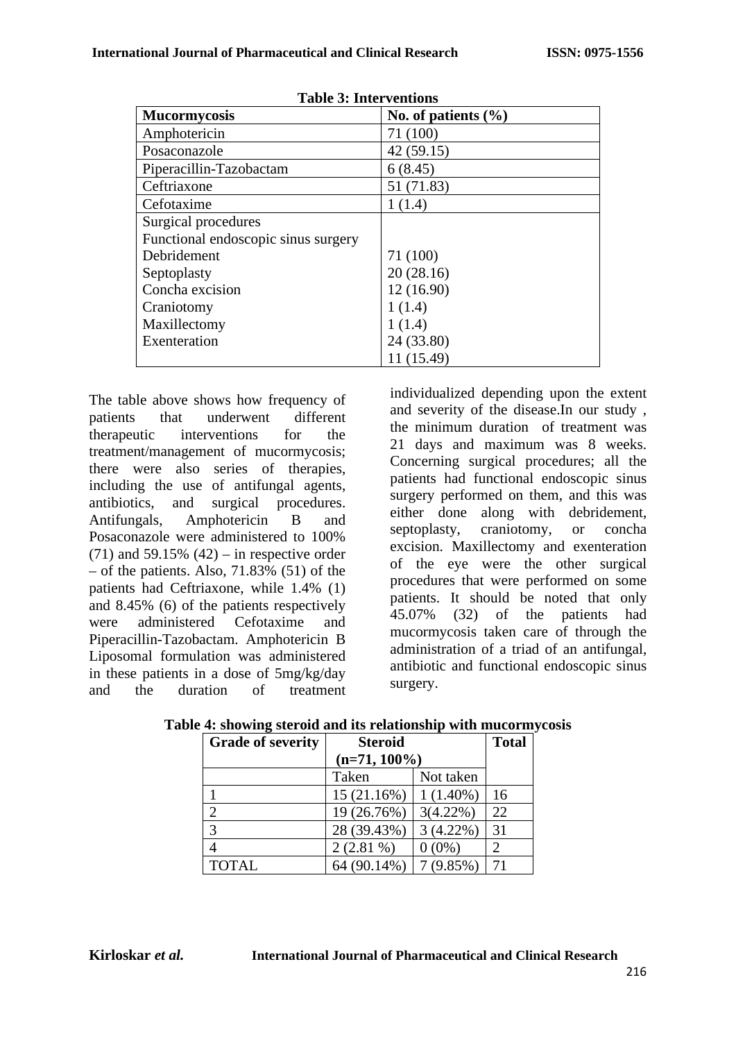**Table 3: Interventions**

| Mucormycosis | No. of patients (%) |
|---|---|
| Amphotericin | 71 (100) |
| Posaconazole | 42 (59.15) |
| Piperacillin-Tazobactam | 6 (8.45) |
| Ceftriaxone | 51 (71.83) |
| Cefotaxime | 1 (1.4) |
| Surgical procedures | |
| Functional endoscopic sinus surgery | |
| Debridement | 71 (100) |
| Septoplasty | 20 (28.16) |
| Concha excision | 12 (16.90) |
| Craniotomy | 1 (1.4) |
| Maxillectomy | 1 (1.4) |
| Exenteration | 24 (33.80) |
| | 11 (15.49) |

The table above shows how frequency of patients that underwent different therapeutic interventions for the treatment/management of mucormycosis; there were also series of therapies, including the use of antifungal agents, antibiotics, and surgical procedures. Antifungals, Amphotericin B and Posaconazole were administered to 100% (71) and 59.15% (42) – in respective order – of the patients. Also, 71.83% (51) of the patients had Ceftriaxone, while 1.4% (1) and 8.45% (6) of the patients respectively were administered Cefotaxime and Piperacillin-Tazobactam. Amphotericin B Liposomal formulation was administered in these patients in a dose of 5mg/kg/day and the duration of treatment individualized depending upon the extent and severity of the disease.In our study , the minimum duration of treatment was 21 days and maximum was 8 weeks. Concerning surgical procedures; all the patients had functional endoscopic sinus surgery performed on them, and this was either done along with debridement, septoplasty, craniotomy, or concha excision. Maxillectomy and exenteration of the eye were the other surgical procedures that were performed on some patients. It should be noted that only 45.07% (32) of the patients had mucormycosis taken care of through the administration of a triad of an antifungal, antibiotic and functional endoscopic sinus surgery.

**Table 4: showing steroid and its relationship with mucormycosis**

| Grade of severity | Steroid (n=71, 100%) | | Total |
|---|---|---|---|
| | Taken | Not taken | |
| 1 | 15 (21.16%) | 1 (1.40%) | 16 |
| 2 | 19 (26.76%) | 3(4.22%) | 22 |
| 3 | 28 (39.43%) | 3 (4.22%) | 31 |
| 4 | 2 (2.81 %) | 0 (0%) | 2 |
| TOTAL | 64 (90.14%) | 7 (9.85%) | 71 |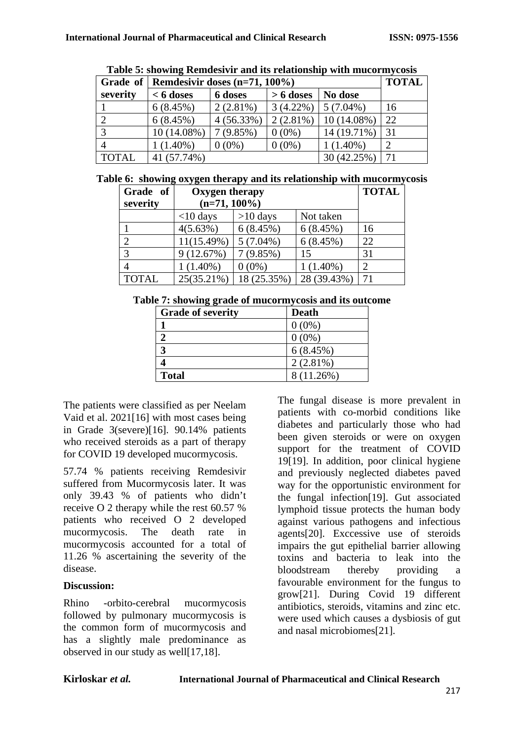**Table 5: showing Remdesivir and its relationship with mucormycosis**

| Grade of severity | Remdesivir doses (n=71, 100%) | | | | TOTAL |
|---|---|---|---|---|---|
| | < 6 doses | 6 doses | > 6 doses | No dose | |
| 1 | 6 (8.45%) | 2 (2.81%) | 3 (4.22%) | 5 (7.04%) | 16 |
| 2 | 6 (8.45%) | 4 (56.33%) | 2 (2.81%) | 10 (14.08%) | 22 |
| 3 | 10 (14.08%) | 7 (9.85%) | 0 (0%) | 14 (19.71%) | 31 |
| 4 | 1 (1.40%) | 0 (0%) | 0 (0%) | 1 (1.40%) | 2 |
| TOTAL | 41 (57.74%) | | | 30 (42.25%) | 71 |

**Table 6: showing oxygen therapy and its relationship with mucormycosis**

| Grade of severity | Oxygen therapy (n=71, 100%) | | | TOTAL |
|---|---|---|---|---|
| | <10 days | >10 days | Not taken | |
| 1 | 4(5.63%) | 6 (8.45%) | 6 (8.45%) | 16 |
| 2 | 11(15.49%) | 5 (7.04%) | 6 (8.45%) | 22 |
| 3 | 9 (12.67%) | 7 (9.85%) | 15 | 31 |
| 4 | 1 (1.40%) | 0 (0%) | 1 (1.40%) | 2 |
| TOTAL | 25(35.21%) | 18 (25.35%) | 28 (39.43%) | 71 |

**Table 7: showing grade of mucormycosis and its outcome**

| Grade of severity | Death |
|---|---|
| **1** | 0 (0%) |
| **2** | 0 (0%) |
| **3** | 6 (8.45%) |
| **4** | 2 (2.81%) |
| **Total** | 8 (11.26%) |

The patients were classified as per Neelam Vaid et al. 2021[16] with most cases being in Grade 3(severe)[16]. 90.14% patients who received steroids as a part of therapy for COVID 19 developed mucormycosis.

57.74 % patients receiving Remdesivir suffered from Mucormycosis later. It was only 39.43 % of patients who didn't receive O 2 therapy while the rest 60.57 % patients who received O 2 developed mucormycosis. The death rate in mucormycosis accounted for a total of 11.26 % ascertaining the severity of the disease.

**Discussion:**

Rhino -orbito-cerebral mucormycosis followed by pulmonary mucormycosis is the common form of mucormycosis and has a slightly male predominance as observed in our study as well[17,18].

The fungal disease is more prevalent in patients with co-morbid conditions like diabetes and particularly those who had been given steroids or were on oxygen support for the treatment of COVID 19[19]. In addition, poor clinical hygiene and previously neglected diabetes paved way for the opportunistic environment for the fungal infection[19]. Gut associated lymphoid tissue protects the human body against various pathogens and infectious agents[20]. Exccessive use of steroids impairs the gut epithelial barrier allowing toxins and bacteria to leak into the bloodstream thereby providing a favourable environment for the fungus to grow[21]. During Covid 19 different antibiotics, steroids, vitamins and zinc etc. were used which causes a dysbiosis of gut and nasal microbiomes[21].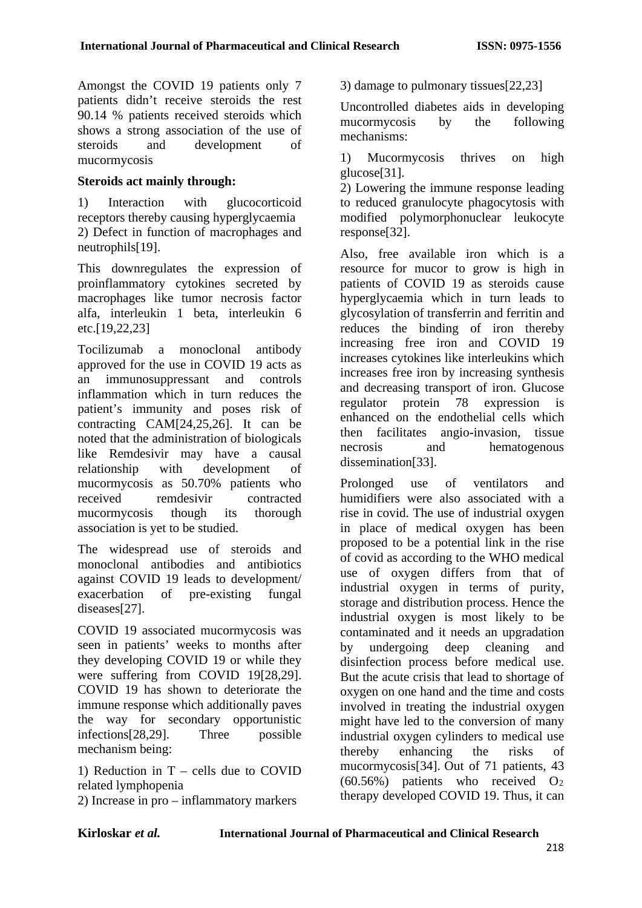Amongst the COVID 19 patients only 7 patients didn't receive steroids the rest 90.14 % patients received steroids which shows a strong association of the use of steroids and development of mucormycosis

**Steroids act mainly through:**

1) Interaction with glucocorticoid receptors thereby causing hyperglycaemia
2) Defect in function of macrophages and neutrophils[19].

This downregulates the expression of proinflammatory cytokines secreted by macrophages like tumor necrosis factor alfa, interleukin 1 beta, interleukin 6 etc.[19,22,23]

Tocilizumab a monoclonal antibody approved for the use in COVID 19 acts as an immunosuppressant and controls inflammation which in turn reduces the patient's immunity and poses risk of contracting CAM[24,25,26]. It can be noted that the administration of biologicals like Remdesivir may have a causal relationship with development of mucormycosis as 50.70% patients who received remdesivir contracted mucormycosis though its thorough association is yet to be studied.

The widespread use of steroids and monoclonal antibodies and antibiotics against COVID 19 leads to development/ exacerbation of pre-existing fungal diseases[27].

COVID 19 associated mucormycosis was seen in patients' weeks to months after they developing COVID 19 or while they were suffering from COVID 19[28,29]. COVID 19 has shown to deteriorate the immune response which additionally paves the way for secondary opportunistic infections[28,29]. Three possible mechanism being:

1) Reduction in T – cells due to COVID related lymphopenia
2) Increase in pro – inflammatory markers
3) damage to pulmonary tissues[22,23]

Uncontrolled diabetes aids in developing mucormycosis by the following mechanisms:

1) Mucormycosis thrives on high glucose[31].
2) Lowering the immune response leading to reduced granulocyte phagocytosis with modified polymorphonuclear leukocyte response[32].

Also, free available iron which is a resource for mucor to grow is high in patients of COVID 19 as steroids cause hyperglycaemia which in turn leads to glycosylation of transferrin and ferritin and reduces the binding of iron thereby increasing free iron and COVID 19 increases cytokines like interleukins which increases free iron by increasing synthesis and decreasing transport of iron. Glucose regulator protein 78 expression is enhanced on the endothelial cells which then facilitates angio-invasion, tissue necrosis and hematogenous dissemination[33].

Prolonged use of ventilators and humidifiers were also associated with a rise in covid. The use of industrial oxygen in place of medical oxygen has been proposed to be a potential link in the rise of covid as according to the WHO medical use of oxygen differs from that of industrial oxygen in terms of purity, storage and distribution process. Hence the industrial oxygen is most likely to be contaminated and it needs an upgradation by undergoing deep cleaning and disinfection process before medical use. But the acute crisis that lead to shortage of oxygen on one hand and the time and costs involved in treating the industrial oxygen might have led to the conversion of many industrial oxygen cylinders to medical use thereby enhancing the risks of mucormycosis[34]. Out of 71 patients, 43 (60.56%) patients who received $O_2$ therapy developed COVID 19. Thus, it can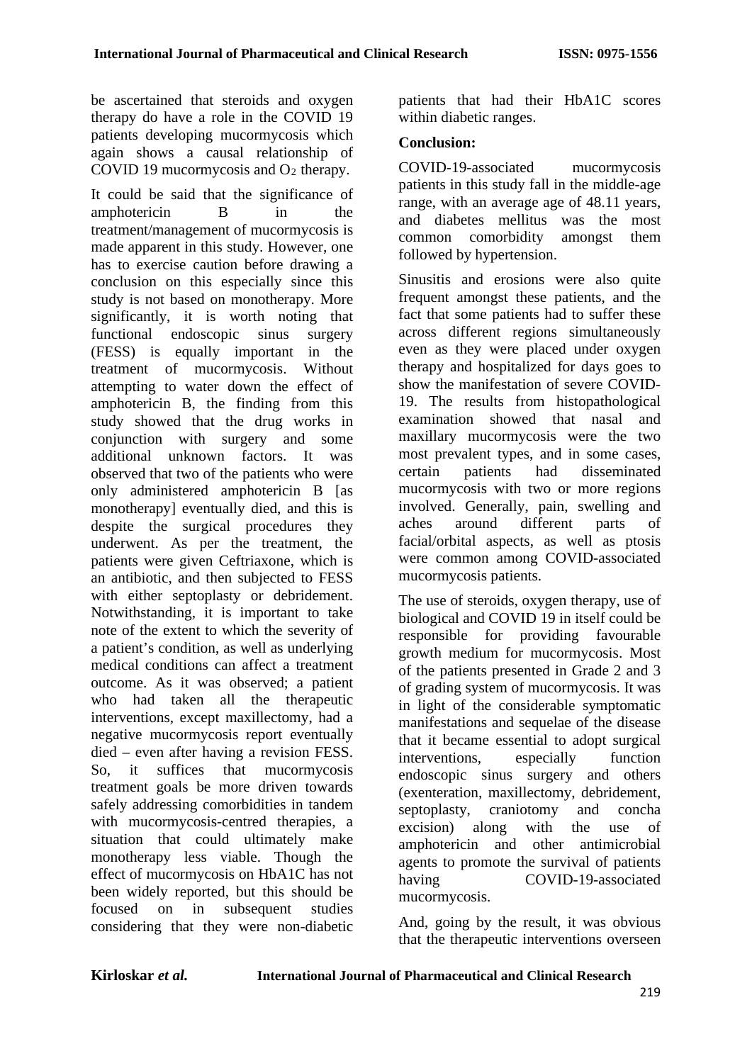be ascertained that steroids and oxygen therapy do have a role in the COVID 19 patients developing mucormycosis which again shows a causal relationship of COVID 19 mucormycosis and $O_2$ therapy.

It could be said that the significance of amphotericin B in the treatment/management of mucormycosis is made apparent in this study. However, one has to exercise caution before drawing a conclusion on this especially since this study is not based on monotherapy. More significantly, it is worth noting that functional endoscopic sinus surgery (FESS) is equally important in the treatment of mucormycosis. Without attempting to water down the effect of amphotericin B, the finding from this study showed that the drug works in conjunction with surgery and some additional unknown factors. It was observed that two of the patients who were only administered amphotericin B [as monotherapy] eventually died, and this is despite the surgical procedures they underwent. As per the treatment, the patients were given Ceftriaxone, which is an antibiotic, and then subjected to FESS with either septoplasty or debridement. Notwithstanding, it is important to take note of the extent to which the severity of a patient's condition, as well as underlying medical conditions can affect a treatment outcome. As it was observed; a patient who had taken all the therapeutic interventions, except maxillectomy, had a negative mucormycosis report eventually died – even after having a revision FESS. So, it suffices that mucormycosis treatment goals be more driven towards safely addressing comorbidities in tandem with mucormycosis-centred therapies, a situation that could ultimately make monotherapy less viable. Though the effect of mucormycosis on HbA1C has not been widely reported, but this should be focused on in subsequent studies considering that they were non-diabetic patients that had their HbA1C scores within diabetic ranges.

**Conclusion:**

COVID-19-associated mucormycosis patients in this study fall in the middle-age range, with an average age of 48.11 years, and diabetes mellitus was the most common comorbidity amongst them followed by hypertension.

Sinusitis and erosions were also quite frequent amongst these patients, and the fact that some patients had to suffer these across different regions simultaneously even as they were placed under oxygen therapy and hospitalized for days goes to show the manifestation of severe COVID-19. The results from histopathological examination showed that nasal and maxillary mucormycosis were the two most prevalent types, and in some cases, certain patients had disseminated mucormycosis with two or more regions involved. Generally, pain, swelling and aches around different parts of facial/orbital aspects, as well as ptosis were common among COVID-associated mucormycosis patients.

The use of steroids, oxygen therapy, use of biological and COVID 19 in itself could be responsible for providing favourable growth medium for mucormycosis. Most of the patients presented in Grade 2 and 3 of grading system of mucormycosis. It was in light of the considerable symptomatic manifestations and sequelae of the disease that it became essential to adopt surgical interventions, especially function endoscopic sinus surgery and others (exenteration, maxillectomy, debridement, septoplasty, craniotomy and concha excision) along with the use of amphotericin and other antimicrobial agents to promote the survival of patients having COVID-19-associated mucormycosis.

And, going by the result, it was obvious that the therapeutic interventions overseen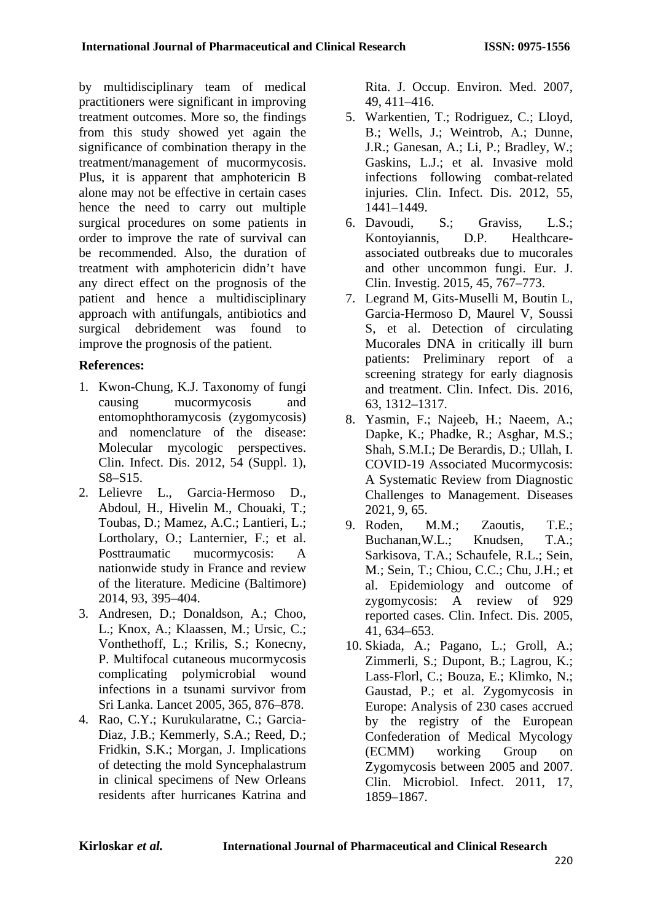by multidisciplinary team of medical practitioners were significant in improving treatment outcomes. More so, the findings from this study showed yet again the significance of combination therapy in the treatment/management of mucormycosis. Plus, it is apparent that amphotericin B alone may not be effective in certain cases hence the need to carry out multiple surgical procedures on some patients in order to improve the rate of survival can be recommended. Also, the duration of treatment with amphotericin didn't have any direct effect on the prognosis of the patient and hence a multidisciplinary approach with antifungals, antibiotics and surgical debridement was found to improve the prognosis of the patient.

## References:

1. Kwon-Chung, K.J. Taxonomy of fungi causing mucormycosis and entomophthoramycosis (zygomycosis) and nomenclature of the disease: Molecular mycologic perspectives. Clin. Infect. Dis. 2012, 54 (Suppl. 1), S8–S15.
2. Lelievre L., Garcia-Hermoso D., Abdoul, H., Hivelin M., Chouaki, T.; Toubas, D.; Mamez, A.C.; Lantieri, L.; Lortholary, O.; Lanternier, F.; et al. Posttraumatic mucormycosis: A nationwide study in France and review of the literature. Medicine (Baltimore) 2014, 93, 395–404.
3. Andresen, D.; Donaldson, A.; Choo, L.; Knox, A.; Klaassen, M.; Ursic, C.; Vonthethoff, L.; Krilis, S.; Konecny, P. Multifocal cutaneous mucormycosis complicating polymicrobial wound infections in a tsunami survivor from Sri Lanka. Lancet 2005, 365, 876–878.
4. Rao, C.Y.; Kurukularatne, C.; Garcia-Diaz, J.B.; Kemmerly, S.A.; Reed, D.; Fridkin, S.K.; Morgan, J. Implications of detecting the mold Syncephalastrum in clinical specimens of New Orleans residents after hurricanes Katrina and Rita. J. Occup. Environ. Med. 2007, 49, 411–416.
5. Warkentien, T.; Rodriguez, C.; Lloyd, B.; Wells, J.; Weintrob, A.; Dunne, J.R.; Ganesan, A.; Li, P.; Bradley, W.; Gaskins, L.J.; et al. Invasive mold infections following combat-related injuries. Clin. Infect. Dis. 2012, 55, 1441–1449.
6. Davoudi, S.; Graviss, L.S.; Kontoyiannis, D.P. Healthcare-associated outbreaks due to mucorales and other uncommon fungi. Eur. J. Clin. Investig. 2015, 45, 767–773.
7. Legrand M, Gits-Muselli M, Boutin L, Garcia-Hermoso D, Maurel V, Soussi S, et al. Detection of circulating Mucorales DNA in critically ill burn patients: Preliminary report of a screening strategy for early diagnosis and treatment. Clin. Infect. Dis. 2016, 63, 1312–1317.
8. Yasmin, F.; Najeeb, H.; Naeem, A.; Dapke, K.; Phadke, R.; Asghar, M.S.; Shah, S.M.I.; De Berardis, D.; Ullah, I. COVID-19 Associated Mucormycosis: A Systematic Review from Diagnostic Challenges to Management. Diseases 2021, 9, 65.
9. Roden, M.M.; Zaoutis, T.E.; Buchanan,W.L.; Knudsen, T.A.; Sarkisova, T.A.; Schaufele, R.L.; Sein, M.; Sein, T.; Chiou, C.C.; Chu, J.H.; et al. Epidemiology and outcome of zygomycosis: A review of 929 reported cases. Clin. Infect. Dis. 2005, 41, 634–653.
10. Skiada, A.; Pagano, L.; Groll, A.; Zimmerli, S.; Dupont, B.; Lagrou, K.; Lass-Florl, C.; Bouza, E.; Klimko, N.; Gaustad, P.; et al. Zygomycosis in Europe: Analysis of 230 cases accrued by the registry of the European Confederation of Medical Mycology (ECMM) working Group on Zygomycosis between 2005 and 2007. Clin. Microbiol. Infect. 2011, 17, 1859–1867.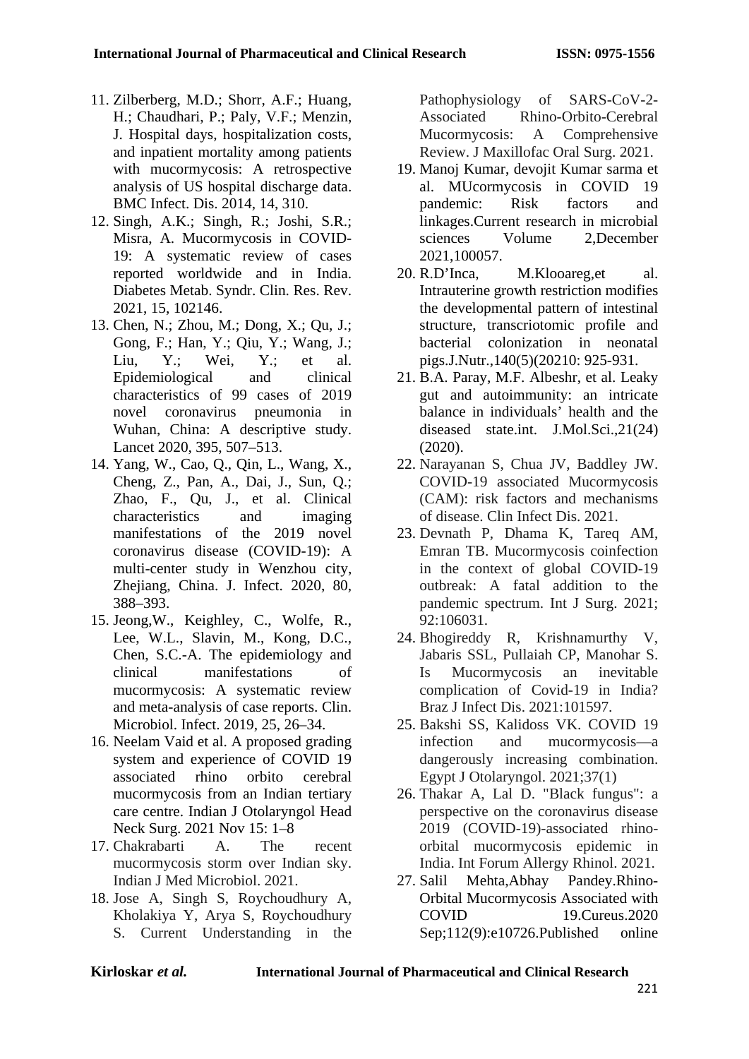11. Zilberberg, M.D.; Shorr, A.F.; Huang, H.; Chaudhari, P.; Paly, V.F.; Menzin, J. Hospital days, hospitalization costs, and inpatient mortality among patients with mucormycosis: A retrospective analysis of US hospital discharge data. BMC Infect. Dis. 2014, 14, 310.
12. Singh, A.K.; Singh, R.; Joshi, S.R.; Misra, A. Mucormycosis in COVID-19: A systematic review of cases reported worldwide and in India. Diabetes Metab. Syndr. Clin. Res. Rev. 2021, 15, 102146.
13. Chen, N.; Zhou, M.; Dong, X.; Qu, J.; Gong, F.; Han, Y.; Qiu, Y.; Wang, J.; Liu, Y.; Wei, Y.; et al. Epidemiological and clinical characteristics of 99 cases of 2019 novel coronavirus pneumonia in Wuhan, China: A descriptive study. Lancet 2020, 395, 507–513.
14. Yang, W., Cao, Q., Qin, L., Wang, X., Cheng, Z., Pan, A., Dai, J., Sun, Q.; Zhao, F., Qu, J., et al. Clinical characteristics and imaging manifestations of the 2019 novel coronavirus disease (COVID-19): A multi-center study in Wenzhou city, Zhejiang, China. J. Infect. 2020, 80, 388–393.
15. Jeong,W., Keighley, C., Wolfe, R., Lee, W.L., Slavin, M., Kong, D.C., Chen, S.C.-A. The epidemiology and clinical manifestations of mucormycosis: A systematic review and meta-analysis of case reports. Clin. Microbiol. Infect. 2019, 25, 26–34.
16. Neelam Vaid et al. A proposed grading system and experience of COVID 19 associated rhino orbito cerebral mucormycosis from an Indian tertiary care centre. Indian J Otolaryngol Head Neck Surg. 2021 Nov 15: 1–8
17. Chakrabarti A. The recent mucormycosis storm over Indian sky. Indian J Med Microbiol. 2021.
18. Jose A, Singh S, Roychoudhury A, Kholakiya Y, Arya S, Roychoudhury S. Current Understanding in the Pathophysiology of SARS-CoV-2-Associated Rhino-Orbito-Cerebral Mucormycosis: A Comprehensive Review. J Maxillofac Oral Surg. 2021.
19. Manoj Kumar, devojit Kumar sarma et al. MUcormycosis in COVID 19 pandemic: Risk factors and linkages.Current research in microbial sciences Volume 2,December 2021,100057.
20. R.D'Inca, M.Klooareg,et al. Intrauterine growth restriction modifies the developmental pattern of intestinal structure, transcriotomic profile and bacterial colonization in neonatal pigs.J.Nutr.,140(5)(20210: 925-931.
21. B.A. Paray, M.F. Albeshr, et al. Leaky gut and autoimmunity: an intricate balance in individuals' health and the diseased state.int. J.Mol.Sci.,21(24) (2020).
22. Narayanan S, Chua JV, Baddley JW. COVID-19 associated Mucormycosis (CAM): risk factors and mechanisms of disease. Clin Infect Dis. 2021.
23. Devnath P, Dhama K, Tareq AM, Emran TB. Mucormycosis coinfection in the context of global COVID-19 outbreak: A fatal addition to the pandemic spectrum. Int J Surg. 2021; 92:106031.
24. Bhogireddy R, Krishnamurthy V, Jabaris SSL, Pullaiah CP, Manohar S. Is Mucormycosis an inevitable complication of Covid-19 in India? Braz J Infect Dis. 2021:101597.
25. Bakshi SS, Kalidoss VK. COVID 19 infection and mucormycosis—a dangerously increasing combination. Egypt J Otolaryngol. 2021;37(1)
26. Thakar A, Lal D. "Black fungus": a perspective on the coronavirus disease 2019 (COVID-19)-associated rhino-orbital mucormycosis epidemic in India. Int Forum Allergy Rhinol. 2021.
27. Salil Mehta,Abhay Pandey.Rhino-Orbital Mucormycosis Associated with COVID 19.Cureus.2020 Sep;112(9):e10726.Published online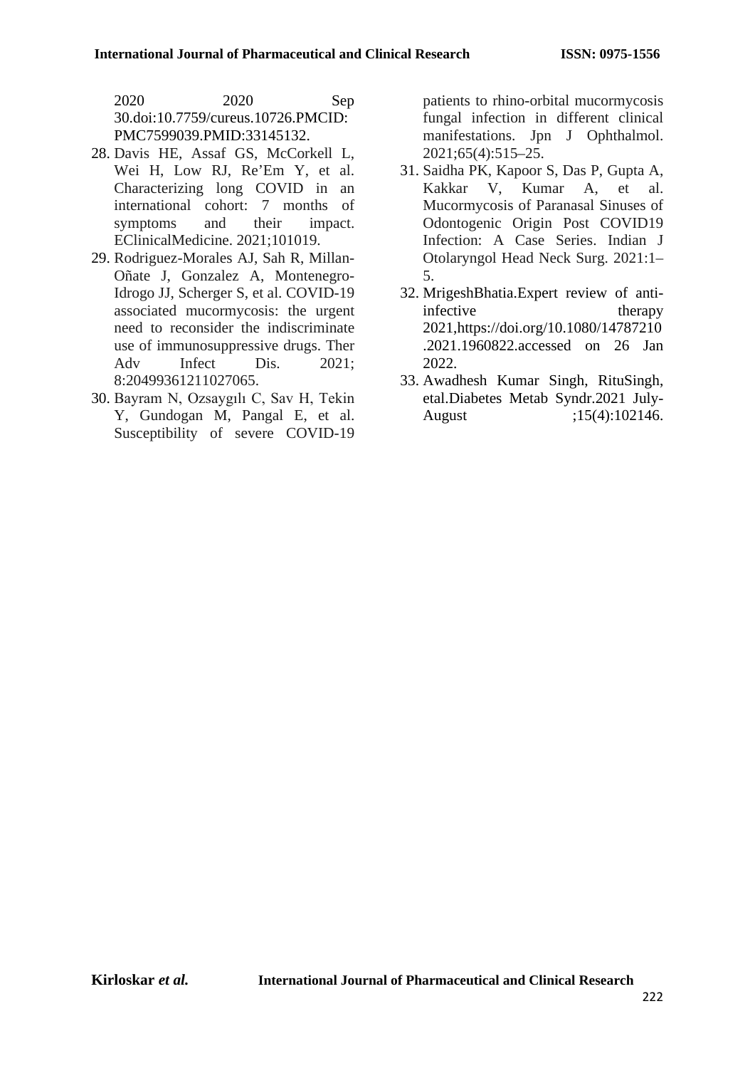2020 2020 Sep 30.doi:10.7759/cureus.10726.PMCID: PMC7599039.PMID:33145132.

28. Davis HE, Assaf GS, McCorkell L, Wei H, Low RJ, Re'Em Y, et al. Characterizing long COVID in an international cohort: 7 months of symptoms and their impact. EClinicalMedicine. 2021;101019.
29. Rodriguez-Morales AJ, Sah R, Millan-Oñate J, Gonzalez A, Montenegro-Idrogo JJ, Scherger S, et al. COVID-19 associated mucormycosis: the urgent need to reconsider the indiscriminate use of immunosuppressive drugs. Ther Adv Infect Dis. 2021; 8:20499361211027065.
30. Bayram N, Ozsaygılı C, Sav H, Tekin Y, Gundogan M, Pangal E, et al. Susceptibility of severe COVID-19 patients to rhino-orbital mucormycosis fungal infection in different clinical manifestations. Jpn J Ophthalmol. 2021;65(4):515–25.
31. Saidha PK, Kapoor S, Das P, Gupta A, Kakkar V, Kumar A, et al. Mucormycosis of Paranasal Sinuses of Odontogenic Origin Post COVID19 Infection: A Case Series. Indian J Otolaryngol Head Neck Surg. 2021:1–5.
32. MrigeshBhatia.Expert review of anti-infective therapy 2021,https://doi.org/10.1080/14787210.2021.1960822.accessed on 26 Jan 2022.
33. Awadhesh Kumar Singh, RituSingh, etal.Diabetes Metab Syndr.2021 July-August ;15(4):102146.